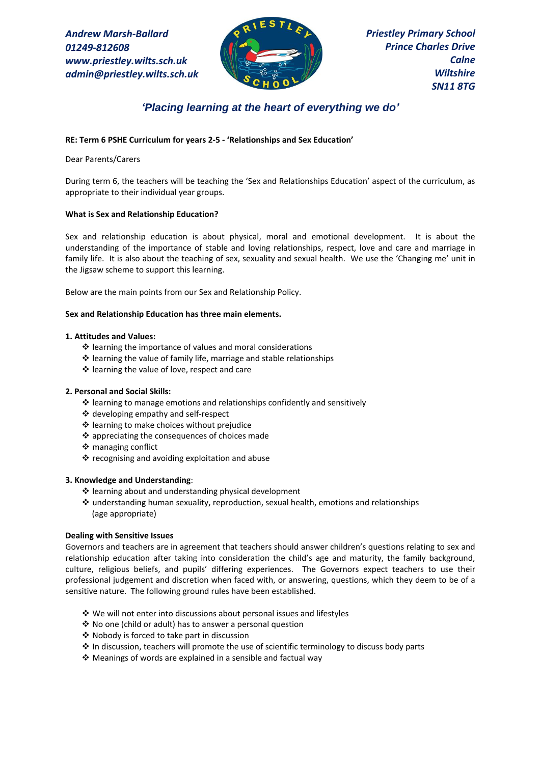*Andrew Marsh-Ballard*
*01249-812608*
*www.priestley.wilts.sch.uk*
*admin@priestley.wilts.sch.uk*

*Priestley Primary School*
*Prince Charles Drive*
*Calne*
*Wiltshire*
*SN11 8TG*

***'Placing learning at the heart of everything we do'***

**RE: Term 6 PSHE Curriculum for years 2-5 - 'Relationships and Sex Education'**

Dear Parents/Carers

During term 6, the teachers will be teaching the 'Sex and Relationships Education' aspect of the curriculum, as appropriate to their individual year groups.

**What is Sex and Relationship Education?**

Sex and relationship education is about physical, moral and emotional development. It is about the understanding of the importance of stable and loving relationships, respect, love and care and marriage in family life. It is also about the teaching of sex, sexuality and sexual health. We use the 'Changing me' unit in the Jigsaw scheme to support this learning.

Below are the main points from our Sex and Relationship Policy.

**Sex and Relationship Education has three main elements.**

**1. Attitudes and Values:**

- learning the importance of values and moral considerations
- learning the value of family life, marriage and stable relationships
- learning the value of love, respect and care

**2. Personal and Social Skills:**

- learning to manage emotions and relationships confidently and sensitively
- developing empathy and self-respect
- learning to make choices without prejudice
- appreciating the consequences of choices made
- managing conflict
- recognising and avoiding exploitation and abuse

**3. Knowledge and Understanding**:

- learning about and understanding physical development
- understanding human sexuality, reproduction, sexual health, emotions and relationships (age appropriate)

**Dealing with Sensitive Issues**

Governors and teachers are in agreement that teachers should answer children's questions relating to sex and relationship education after taking into consideration the child's age and maturity, the family background, culture, religious beliefs, and pupils' differing experiences. The Governors expect teachers to use their professional judgement and discretion when faced with, or answering, questions, which they deem to be of a sensitive nature. The following ground rules have been established.

- We will not enter into discussions about personal issues and lifestyles
- No one (child or adult) has to answer a personal question
- Nobody is forced to take part in discussion
- In discussion, teachers will promote the use of scientific terminology to discuss body parts
- Meanings of words are explained in a sensible and factual way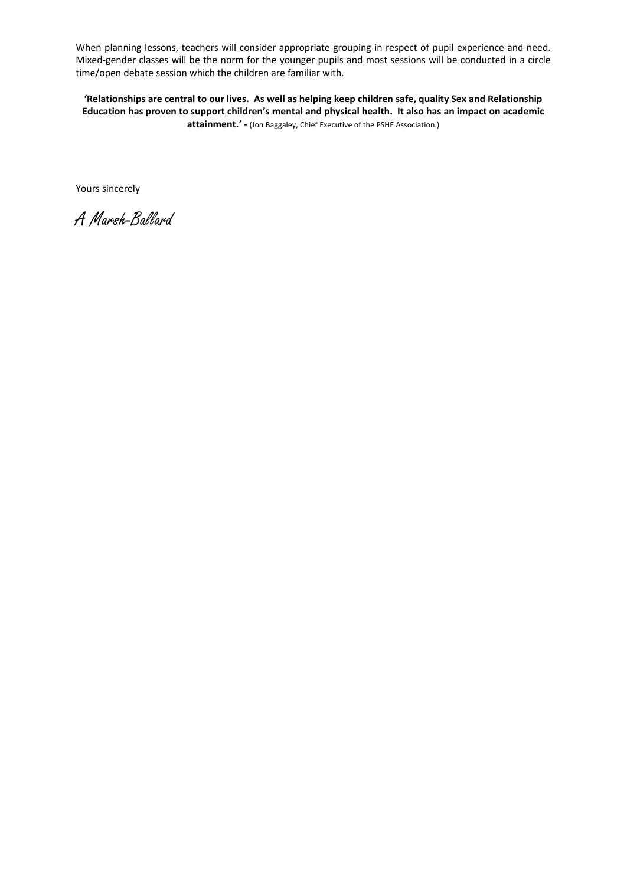When planning lessons, teachers will consider appropriate grouping in respect of pupil experience and need. Mixed-gender classes will be the norm for the younger pupils and most sessions will be conducted in a circle time/open debate session which the children are familiar with.

**'Relationships are central to our lives. As well as helping keep children safe, quality Sex and Relationship Education has proven to support children's mental and physical health. It also has an impact on academic attainment.' -** (Jon Baggaley, Chief Executive of the PSHE Association.)

Yours sincerely

*A Marsh-Ballard*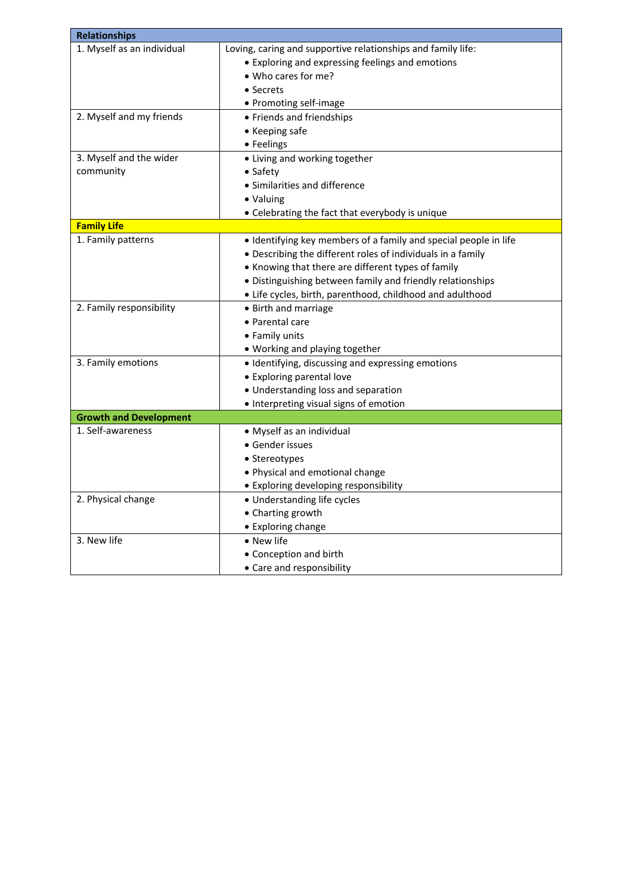| Relationships | |
|---|---|
| 1. Myself as an individual | Loving, caring and supportive relationships and family life:<br>• Exploring and expressing feelings and emotions<br>• Who cares for me?<br>• Secrets<br>• Promoting self-image |
| 2. Myself and my friends | • Friends and friendships<br>• Keeping safe<br>• Feelings |
| 3. Myself and the wider community | • Living and working together<br>• Safety<br>• Similarities and difference<br>• Valuing<br>• Celebrating the fact that everybody is unique |
| **Family Life** | |
| 1. Family patterns | • Identifying key members of a family and special people in life<br>• Describing the different roles of individuals in a family<br>• Knowing that there are different types of family<br>• Distinguishing between family and friendly relationships<br>• Life cycles, birth, parenthood, childhood and adulthood |
| 2. Family responsibility | • Birth and marriage<br>• Parental care<br>• Family units<br>• Working and playing together |
| 3. Family emotions | • Identifying, discussing and expressing emotions<br>• Exploring parental love<br>• Understanding loss and separation<br>• Interpreting visual signs of emotion |
| **Growth and Development** | |
| 1. Self-awareness | • Myself as an individual<br>• Gender issues<br>• Stereotypes<br>• Physical and emotional change<br>• Exploring developing responsibility |
| 2. Physical change | • Understanding life cycles<br>• Charting growth<br>• Exploring change |
| 3. New life | • New life<br>• Conception and birth<br>• Care and responsibility |